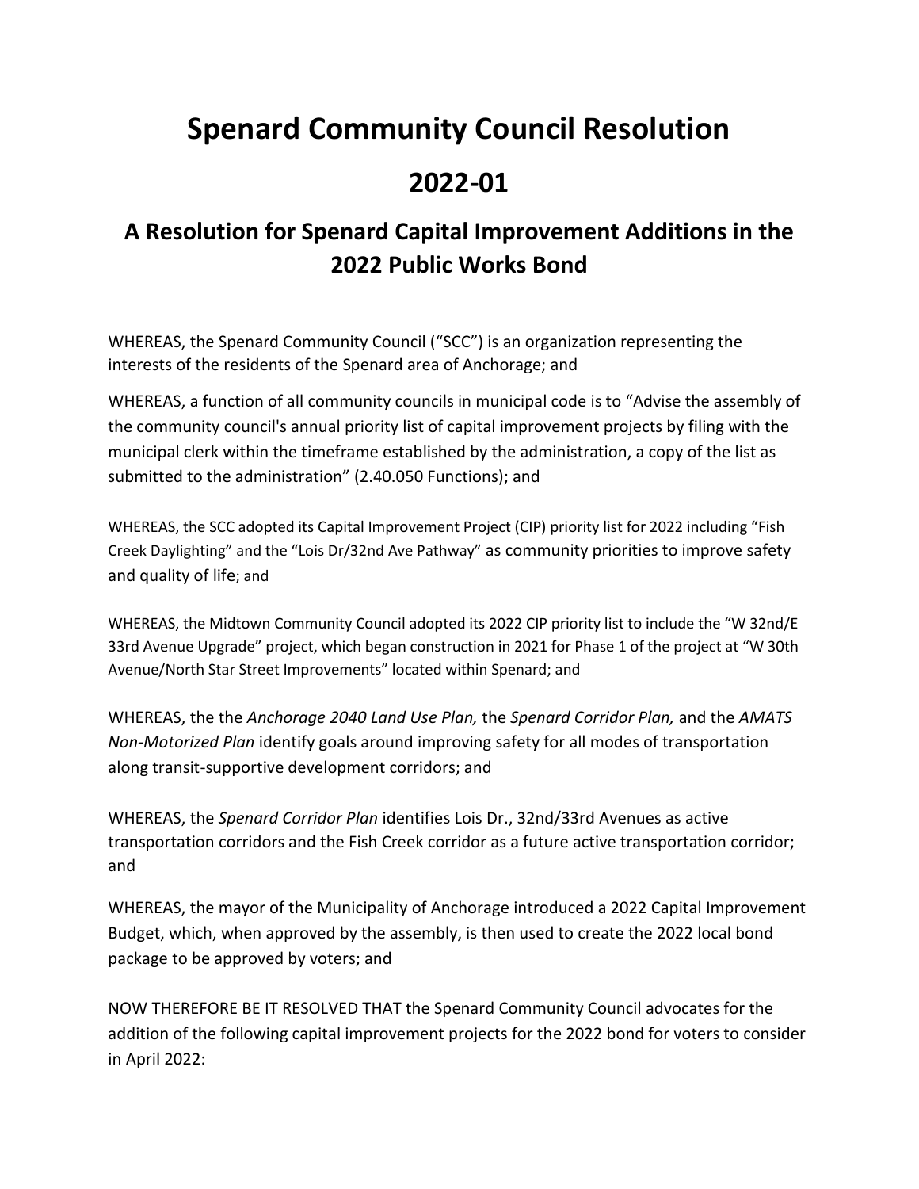# Spenard Community Council Resolution

# 2022-01

## A Resolution for Spenard Capital Improvement Additions in the 2022 Public Works Bond

WHEREAS, the Spenard Community Council ("SCC") is an organization representing the interests of the residents of the Spenard area of Anchorage; and

WHEREAS, a function of all community councils in municipal code is to "Advise the assembly of the community council's annual priority list of capital improvement projects by filing with the municipal clerk within the timeframe established by the administration, a copy of the list as submitted to the administration" (2.40.050 Functions); and

WHEREAS, the SCC adopted its Capital Improvement Project (CIP) priority list for 2022 including "Fish Creek Daylighting" and the "Lois Dr/32nd Ave Pathway" as community priorities to improve safety and quality of life; and

WHEREAS, the Midtown Community Council adopted its 2022 CIP priority list to include the "W 32nd/E 33rd Avenue Upgrade" project, which began construction in 2021 for Phase 1 of the project at "W 30th Avenue/North Star Street Improvements" located within Spenard; and

WHEREAS, the the *Anchorage 2040 Land Use Plan,* the *Spenard Corridor Plan,* and the *AMATS Non-Motorized Plan* identify goals around improving safety for all modes of transportation along transit-supportive development corridors; and

WHEREAS, the *Spenard Corridor Plan* identifies Lois Dr., 32nd/33rd Avenues as active transportation corridors and the Fish Creek corridor as a future active transportation corridor; and

WHEREAS, the mayor of the Municipality of Anchorage introduced a 2022 Capital Improvement Budget, which, when approved by the assembly, is then used to create the 2022 local bond package to be approved by voters; and

NOW THEREFORE BE IT RESOLVED THAT the Spenard Community Council advocates for the addition of the following capital improvement projects for the 2022 bond for voters to consider in April 2022: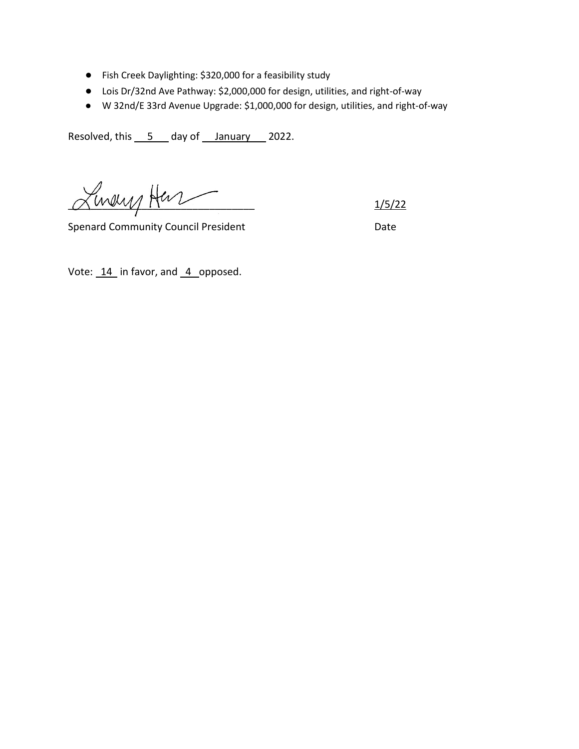- Fish Creek Daylighting: $320,000 for a feasibility study
- Lois Dr/32nd Ave Pathway: $2,000,000 for design, utilities, and right-of-way
- W 32nd/E 33rd Avenue Upgrade: $1,000,000 for design, utilities, and right-of-way

Resolved, this 5 day of January 2022.

Lindsey Hajduk

Spenard Community Council President

1/5/22

Date

Vote: 14 in favor, and 4 opposed.